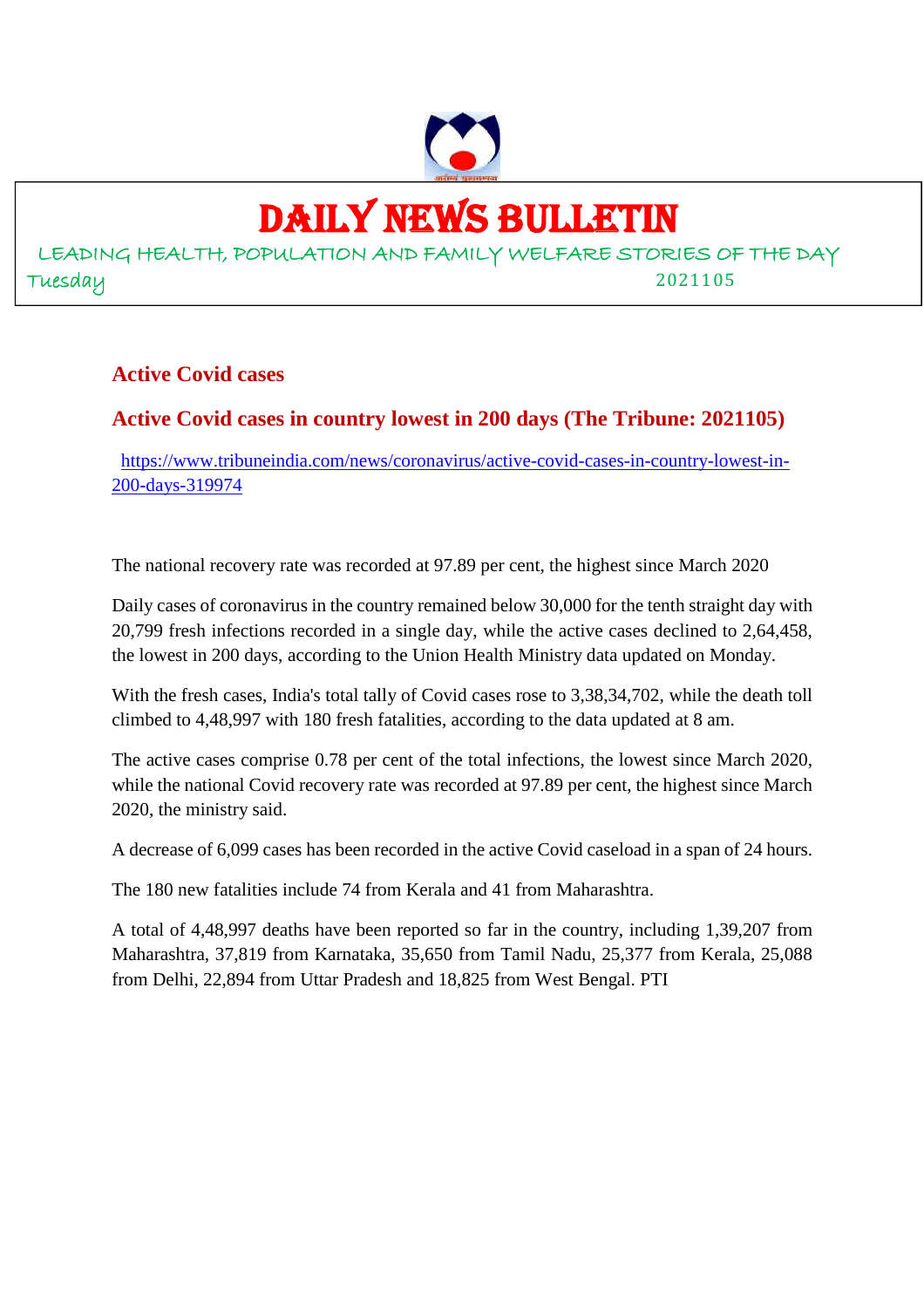# DAILY NEWS BULLETIN

LEADING HEALTH, POPULATION AND FAMILY WELFARE STORIES OF THE DAY

Tuesday 2021105

## Active Covid cases

## Active Covid cases in country lowest in 200 days (The Tribune: 2021105)

https://www.tribuneindia.com/news/coronavirus/active-covid-cases-in-country-lowest-in-200-days-319974

The national recovery rate was recorded at 97.89 per cent, the highest since March 2020

Daily cases of coronavirus in the country remained below 30,000 for the tenth straight day with 20,799 fresh infections recorded in a single day, while the active cases declined to 2,64,458, the lowest in 200 days, according to the Union Health Ministry data updated on Monday.

With the fresh cases, India's total tally of Covid cases rose to 3,38,34,702, while the death toll climbed to 4,48,997 with 180 fresh fatalities, according to the data updated at 8 am.

The active cases comprise 0.78 per cent of the total infections, the lowest since March 2020, while the national Covid recovery rate was recorded at 97.89 per cent, the highest since March 2020, the ministry said.

A decrease of 6,099 cases has been recorded in the active Covid caseload in a span of 24 hours.

The 180 new fatalities include 74 from Kerala and 41 from Maharashtra.

A total of 4,48,997 deaths have been reported so far in the country, including 1,39,207 from Maharashtra, 37,819 from Karnataka, 35,650 from Tamil Nadu, 25,377 from Kerala, 25,088 from Delhi, 22,894 from Uttar Pradesh and 18,825 from West Bengal. PTI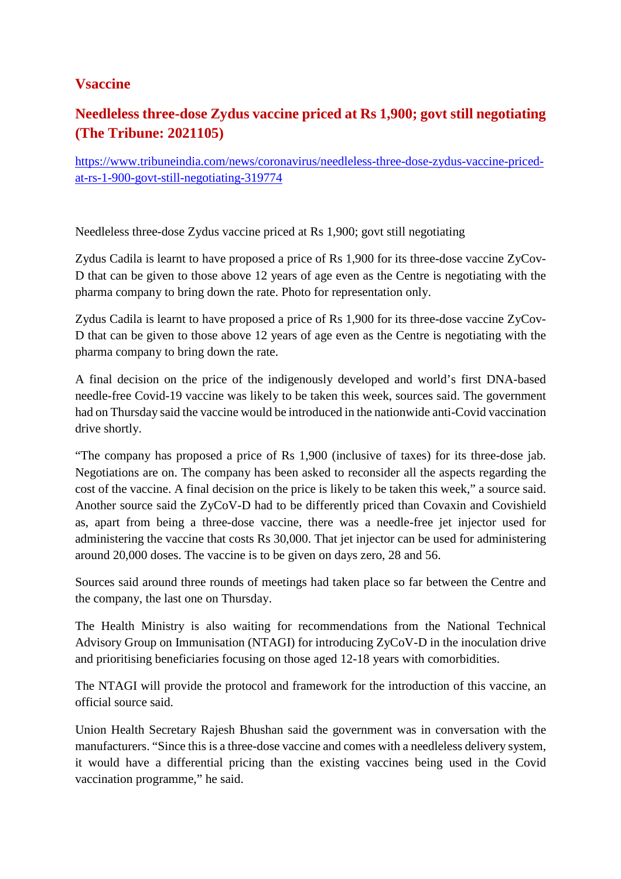## Vsaccine

## Needleless three-dose Zydus vaccine priced at Rs 1,900; govt still negotiating (The Tribune: 2021105)

https://www.tribuneindia.com/news/coronavirus/needleless-three-dose-zydus-vaccine-priced-at-rs-1-900-govt-still-negotiating-319774

Needleless three-dose Zydus vaccine priced at Rs 1,900; govt still negotiating

Zydus Cadila is learnt to have proposed a price of Rs 1,900 for its three-dose vaccine ZyCov-D that can be given to those above 12 years of age even as the Centre is negotiating with the pharma company to bring down the rate. Photo for representation only.

Zydus Cadila is learnt to have proposed a price of Rs 1,900 for its three-dose vaccine ZyCov-D that can be given to those above 12 years of age even as the Centre is negotiating with the pharma company to bring down the rate.

A final decision on the price of the indigenously developed and world's first DNA-based needle-free Covid-19 vaccine was likely to be taken this week, sources said. The government had on Thursday said the vaccine would be introduced in the nationwide anti-Covid vaccination drive shortly.

"The company has proposed a price of Rs 1,900 (inclusive of taxes) for its three-dose jab. Negotiations are on. The company has been asked to reconsider all the aspects regarding the cost of the vaccine. A final decision on the price is likely to be taken this week," a source said. Another source said the ZyCoV-D had to be differently priced than Covaxin and Covishield as, apart from being a three-dose vaccine, there was a needle-free jet injector used for administering the vaccine that costs Rs 30,000. That jet injector can be used for administering around 20,000 doses. The vaccine is to be given on days zero, 28 and 56.

Sources said around three rounds of meetings had taken place so far between the Centre and the company, the last one on Thursday.

The Health Ministry is also waiting for recommendations from the National Technical Advisory Group on Immunisation (NTAGI) for introducing ZyCoV-D in the inoculation drive and prioritising beneficiaries focusing on those aged 12-18 years with comorbidities.

The NTAGI will provide the protocol and framework for the introduction of this vaccine, an official source said.

Union Health Secretary Rajesh Bhushan said the government was in conversation with the manufacturers. "Since this is a three-dose vaccine and comes with a needleless delivery system, it would have a differential pricing than the existing vaccines being used in the Covid vaccination programme," he said.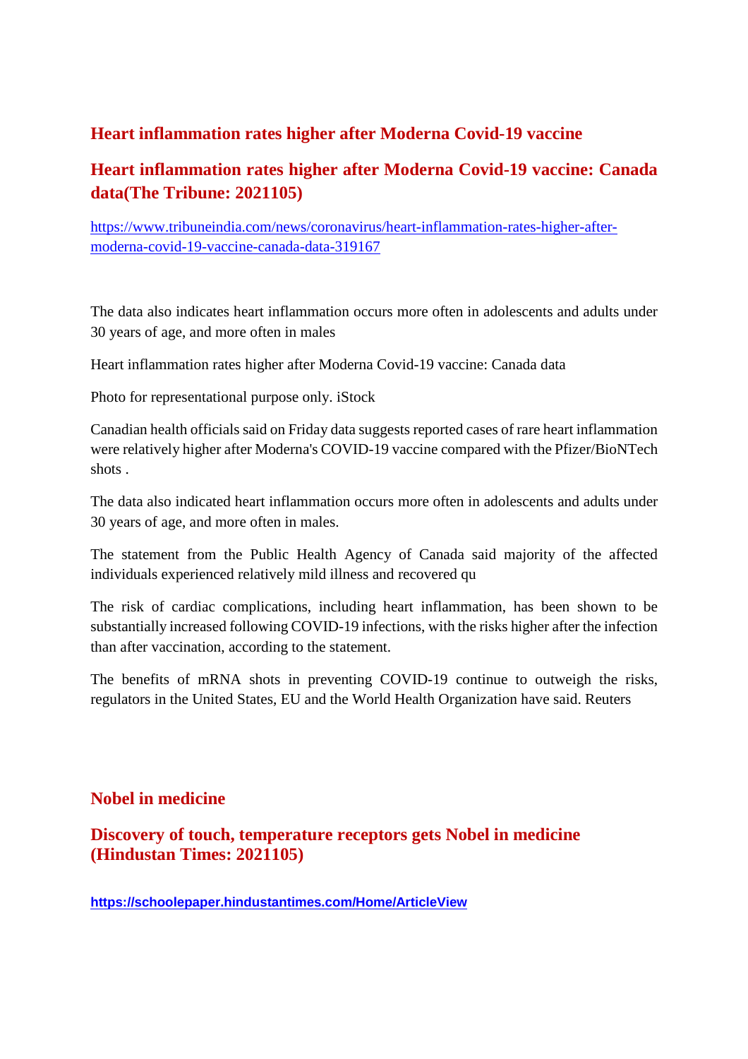## Heart inflammation rates higher after Moderna Covid-19 vaccine

### Heart inflammation rates higher after Moderna Covid-19 vaccine: Canada data(The Tribune: 2021105)

https://www.tribuneindia.com/news/coronavirus/heart-inflammation-rates-higher-after-moderna-covid-19-vaccine-canada-data-319167

The data also indicates heart inflammation occurs more often in adolescents and adults under 30 years of age, and more often in males

Heart inflammation rates higher after Moderna Covid-19 vaccine: Canada data

Photo for representational purpose only. iStock

Canadian health officials said on Friday data suggests reported cases of rare heart inflammation were relatively higher after Moderna's COVID-19 vaccine compared with the Pfizer/BioNTech shots .

The data also indicated heart inflammation occurs more often in adolescents and adults under 30 years of age, and more often in males.

The statement from the Public Health Agency of Canada said majority of the affected individuals experienced relatively mild illness and recovered qu

The risk of cardiac complications, including heart inflammation, has been shown to be substantially increased following COVID-19 infections, with the risks higher after the infection than after vaccination, according to the statement.

The benefits of mRNA shots in preventing COVID-19 continue to outweigh the risks, regulators in the United States, EU and the World Health Organization have said. Reuters

## Nobel in medicine

### Discovery of touch, temperature receptors gets Nobel in medicine (Hindustan Times: 2021105)

**https://schoolepaper.hindustantimes.com/Home/ArticleView**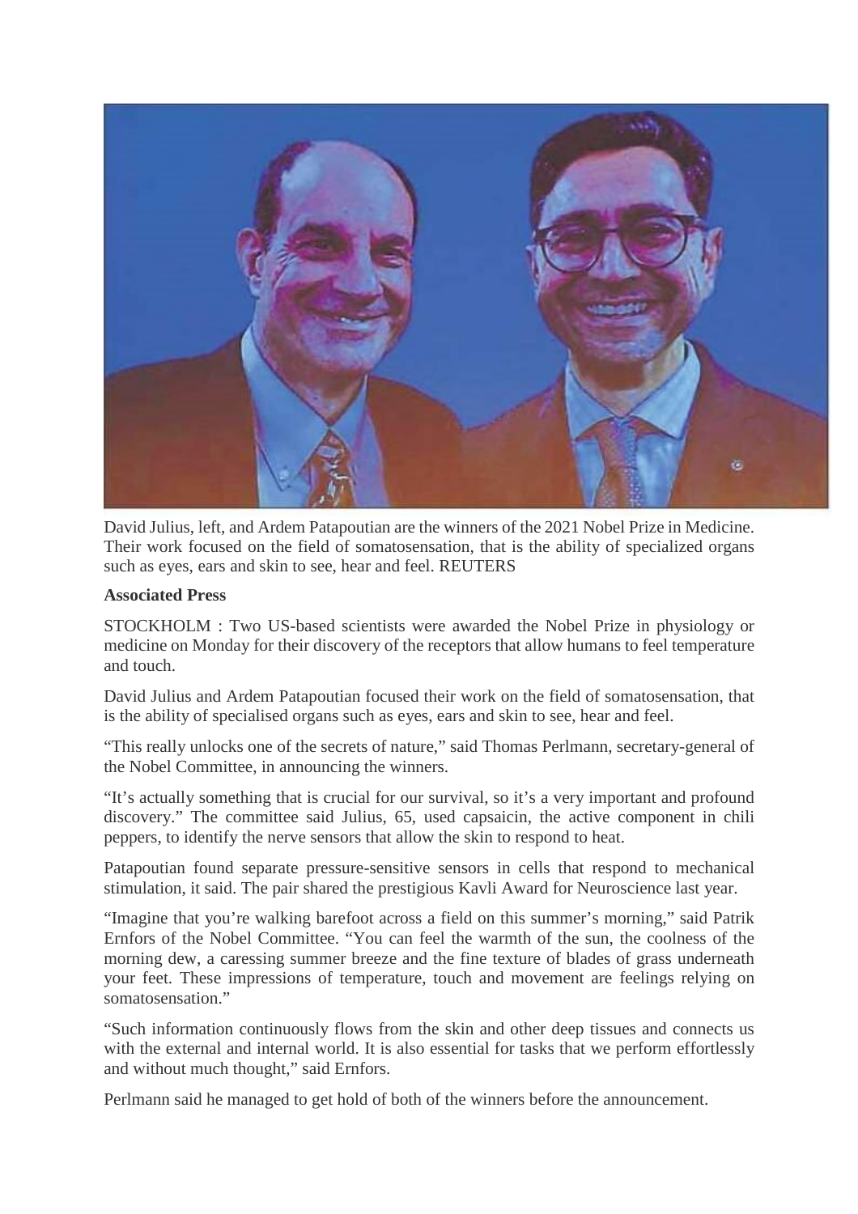David Julius, left, and Ardem Patapoutian are the winners of the 2021 Nobel Prize in Medicine. Their work focused on the field of somatosensation, that is the ability of specialized organs such as eyes, ears and skin to see, hear and feel. REUTERS

**Associated Press**

STOCKHOLM : Two US-based scientists were awarded the Nobel Prize in physiology or medicine on Monday for their discovery of the receptors that allow humans to feel temperature and touch.

David Julius and Ardem Patapoutian focused their work on the field of somatosensation, that is the ability of specialised organs such as eyes, ears and skin to see, hear and feel.

“This really unlocks one of the secrets of nature,” said Thomas Perlmann, secretary-general of the Nobel Committee, in announcing the winners.

“It’s actually something that is crucial for our survival, so it’s a very important and profound discovery.” The committee said Julius, 65, used capsaicin, the active component in chili peppers, to identify the nerve sensors that allow the skin to respond to heat.

Patapoutian found separate pressure-sensitive sensors in cells that respond to mechanical stimulation, it said. The pair shared the prestigious Kavli Award for Neuroscience last year.

“Imagine that you’re walking barefoot across a field on this summer’s morning,” said Patrik Ernfors of the Nobel Committee. “You can feel the warmth of the sun, the coolness of the morning dew, a caressing summer breeze and the fine texture of blades of grass underneath your feet. These impressions of temperature, touch and movement are feelings relying on somatosensation.”

“Such information continuously flows from the skin and other deep tissues and connects us with the external and internal world. It is also essential for tasks that we perform effortlessly and without much thought,” said Ernfors.

Perlmann said he managed to get hold of both of the winners before the announcement.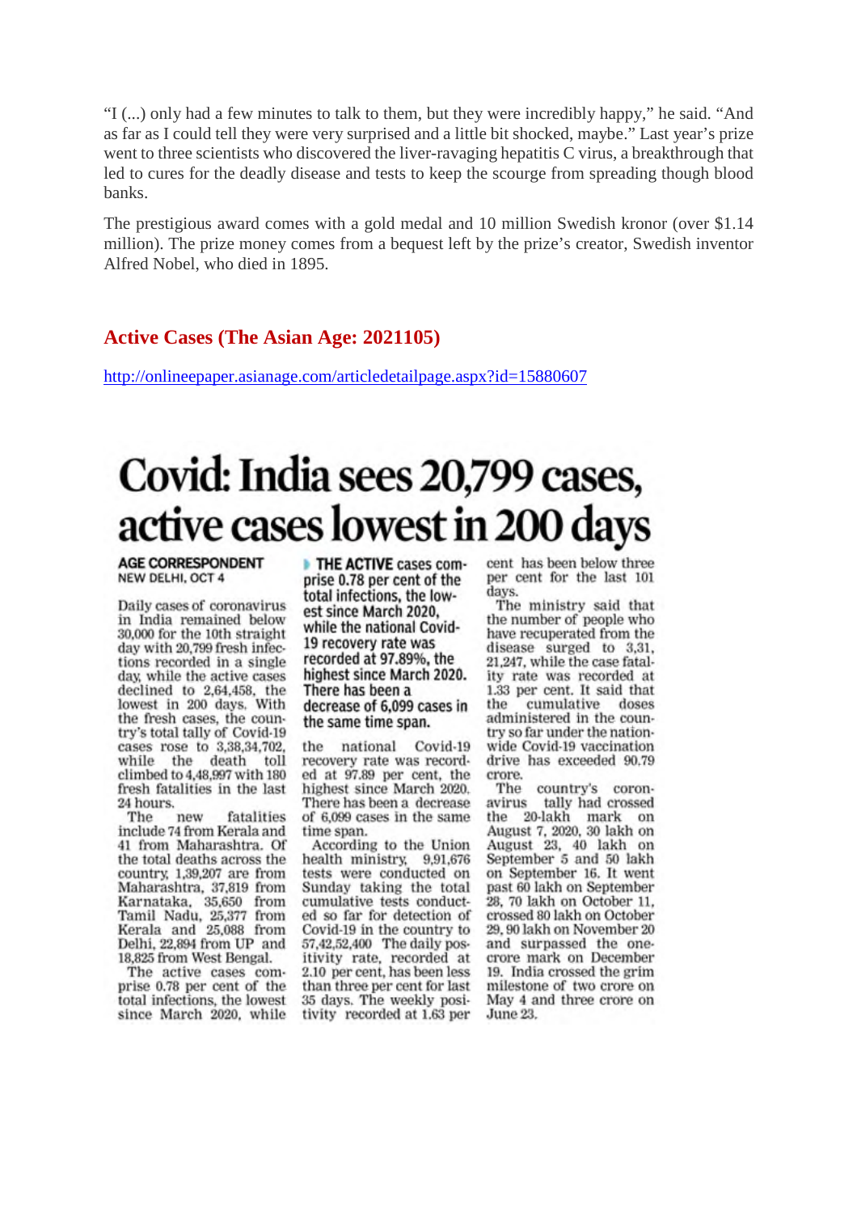"I (...) only had a few minutes to talk to them, but they were incredibly happy," he said. "And as far as I could tell they were very surprised and a little bit shocked, maybe." Last year's prize went to three scientists who discovered the liver-ravaging hepatitis C virus, a breakthrough that led to cures for the deadly disease and tests to keep the scourge from spreading though blood banks.

The prestigious award comes with a gold medal and 10 million Swedish kronor (over $1.14 million). The prize money comes from a bequest left by the prize's creator, Swedish inventor Alfred Nobel, who died in 1895.

## Active Cases (The Asian Age: 2021105)

http://onlineepaper.asianage.com/articledetailpage.aspx?id=15880607

# Covid: India sees 20,799 cases, active cases lowest in 200 days

**AGE CORRESPONDENT**
NEW DELHI, OCT 4

Daily cases of coronavirus in India remained below 30,000 for the 10th straight day with 20,799 fresh infections recorded in a single day, while the active cases declined to 2,64,458, the lowest in 200 days. With the fresh cases, the country's total tally of Covid-19 cases rose to 3,38,34,702, while the death toll climbed to 4,48,997 with 180 fresh fatalities in the last 24 hours.

The new fatalities include 74 from Kerala and 41 from Maharashtra. Of the total deaths across the country, 1,39,207 are from Maharashtra, 37,819 from Karnataka, 35,650 from Tamil Nadu, 25,377 from Kerala and 25,088 from Delhi, 22,894 from UP and 18,825 from West Bengal.

The active cases comprise 0.78 per cent of the total infections, the lowest since March 2020, while

**THE ACTIVE cases comprise 0.78 per cent of the total infections, the lowest since March 2020, while the national Covid-19 recovery rate was recorded at 97.89%, the highest since March 2020. There has been a decrease of 6,099 cases in the same time span.**

the national Covid-19 recovery rate was recorded at 97.89 per cent, the highest since March 2020. There has been a decrease of 6,099 cases in the same time span.

According to the Union health ministry, 9,91,676 tests were conducted on Sunday taking the total cumulative tests conducted so far for detection of Covid-19 in the country to 57,42,52,400 The daily positivity rate, recorded at 2.10 per cent, has been less than three per cent for last 35 days. The weekly positivity recorded at 1.63 per cent has been below three per cent for the last 101 days.

The ministry said that the number of people who have recuperated from the disease surged to 3,31,21,247, while the case fatality rate was recorded at 1.33 per cent. It said that the cumulative doses administered in the country so far under the nationwide Covid-19 vaccination drive has exceeded 90.79 crore.

The country's coronavirus tally had crossed the 20-lakh mark on August 7, 2020, 30 lakh on August 23, 40 lakh on September 5 and 50 lakh on September 16. It went past 60 lakh on September 28, 70 lakh on October 11, crossed 80 lakh on October 29, 90 lakh on November 20 and surpassed the one-crore mark on December 19. India crossed the grim milestone of two crore on May 4 and three crore on June 23.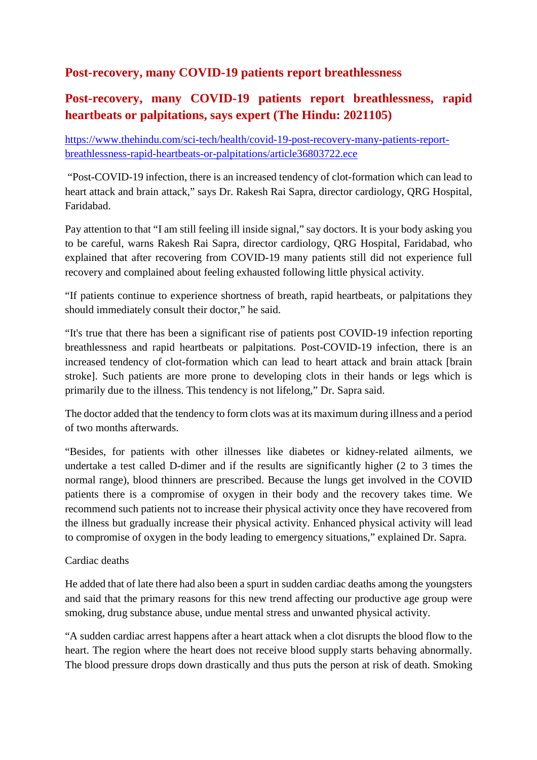## Post-recovery, many COVID-19 patients report breathlessness

## Post-recovery, many COVID-19 patients report breathlessness, rapid heartbeats or palpitations, says expert (The Hindu: 2021105)

https://www.thehindu.com/sci-tech/health/covid-19-post-recovery-many-patients-report-breathlessness-rapid-heartbeats-or-palpitations/article36803722.ece

"Post-COVID-19 infection, there is an increased tendency of clot-formation which can lead to heart attack and brain attack," says Dr. Rakesh Rai Sapra, director cardiology, QRG Hospital, Faridabad.

Pay attention to that "I am still feeling ill inside signal," say doctors. It is your body asking you to be careful, warns Rakesh Rai Sapra, director cardiology, QRG Hospital, Faridabad, who explained that after recovering from COVID-19 many patients still did not experience full recovery and complained about feeling exhausted following little physical activity.

"If patients continue to experience shortness of breath, rapid heartbeats, or palpitations they should immediately consult their doctor," he said.

"It's true that there has been a significant rise of patients post COVID-19 infection reporting breathlessness and rapid heartbeats or palpitations. Post-COVID-19 infection, there is an increased tendency of clot-formation which can lead to heart attack and brain attack [brain stroke]. Such patients are more prone to developing clots in their hands or legs which is primarily due to the illness. This tendency is not lifelong," Dr. Sapra said.

The doctor added that the tendency to form clots was at its maximum during illness and a period of two months afterwards.

"Besides, for patients with other illnesses like diabetes or kidney-related ailments, we undertake a test called D-dimer and if the results are significantly higher (2 to 3 times the normal range), blood thinners are prescribed. Because the lungs get involved in the COVID patients there is a compromise of oxygen in their body and the recovery takes time. We recommend such patients not to increase their physical activity once they have recovered from the illness but gradually increase their physical activity. Enhanced physical activity will lead to compromise of oxygen in the body leading to emergency situations," explained Dr. Sapra.

Cardiac deaths

He added that of late there had also been a spurt in sudden cardiac deaths among the youngsters and said that the primary reasons for this new trend affecting our productive age group were smoking, drug substance abuse, undue mental stress and unwanted physical activity.

"A sudden cardiac arrest happens after a heart attack when a clot disrupts the blood flow to the heart. The region where the heart does not receive blood supply starts behaving abnormally. The blood pressure drops down drastically and thus puts the person at risk of death. Smoking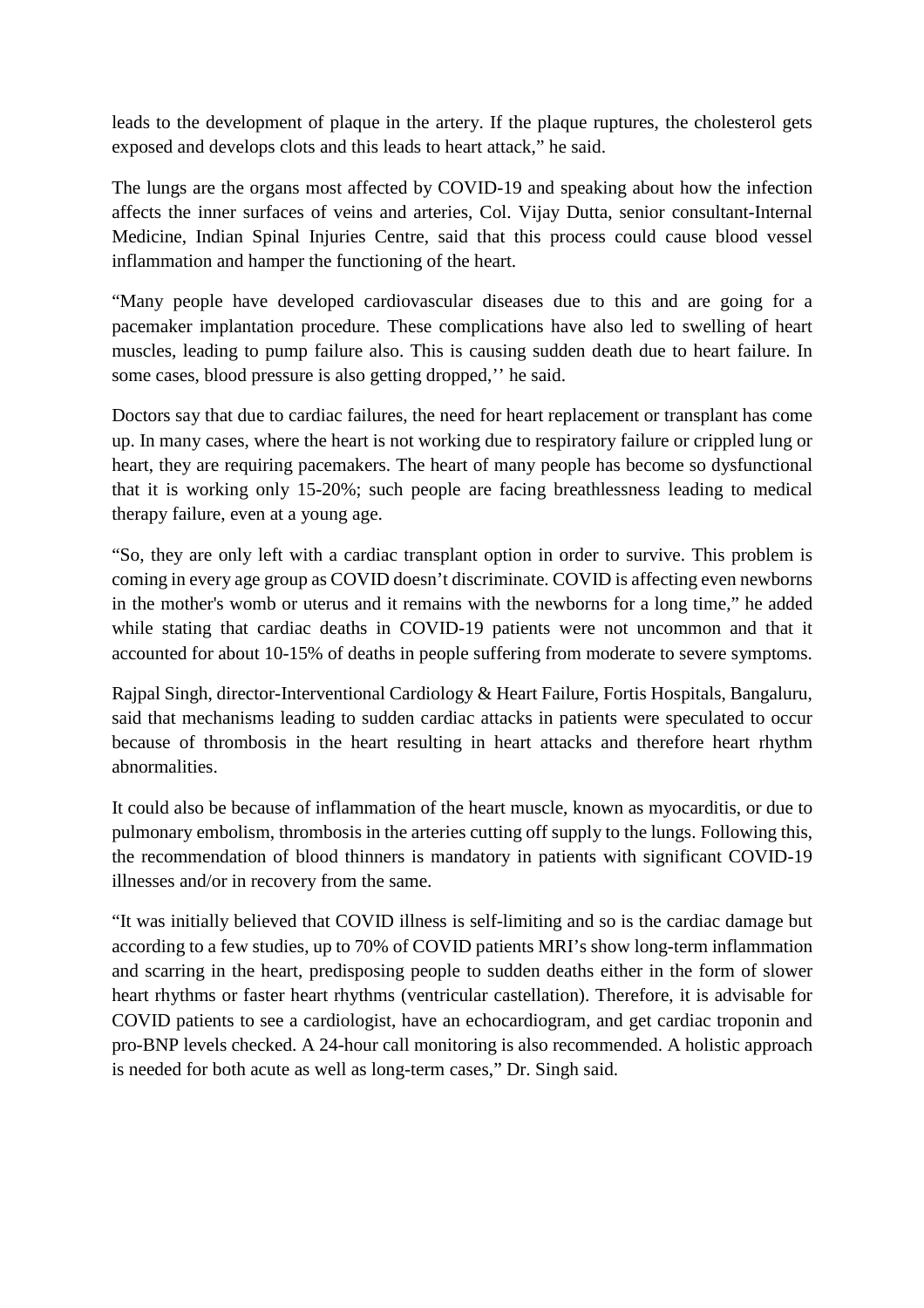leads to the development of plaque in the artery. If the plaque ruptures, the cholesterol gets exposed and develops clots and this leads to heart attack," he said.

The lungs are the organs most affected by COVID-19 and speaking about how the infection affects the inner surfaces of veins and arteries, Col. Vijay Dutta, senior consultant-Internal Medicine, Indian Spinal Injuries Centre, said that this process could cause blood vessel inflammation and hamper the functioning of the heart.

"Many people have developed cardiovascular diseases due to this and are going for a pacemaker implantation procedure. These complications have also led to swelling of heart muscles, leading to pump failure also. This is causing sudden death due to heart failure. In some cases, blood pressure is also getting dropped,'' he said.

Doctors say that due to cardiac failures, the need for heart replacement or transplant has come up. In many cases, where the heart is not working due to respiratory failure or crippled lung or heart, they are requiring pacemakers. The heart of many people has become so dysfunctional that it is working only 15-20%; such people are facing breathlessness leading to medical therapy failure, even at a young age.

"So, they are only left with a cardiac transplant option in order to survive. This problem is coming in every age group as COVID doesn't discriminate. COVID is affecting even newborns in the mother's womb or uterus and it remains with the newborns for a long time," he added while stating that cardiac deaths in COVID-19 patients were not uncommon and that it accounted for about 10-15% of deaths in people suffering from moderate to severe symptoms.

Rajpal Singh, director-Interventional Cardiology & Heart Failure, Fortis Hospitals, Bangaluru, said that mechanisms leading to sudden cardiac attacks in patients were speculated to occur because of thrombosis in the heart resulting in heart attacks and therefore heart rhythm abnormalities.

It could also be because of inflammation of the heart muscle, known as myocarditis, or due to pulmonary embolism, thrombosis in the arteries cutting off supply to the lungs. Following this, the recommendation of blood thinners is mandatory in patients with significant COVID-19 illnesses and/or in recovery from the same.

"It was initially believed that COVID illness is self-limiting and so is the cardiac damage but according to a few studies, up to 70% of COVID patients MRI's show long-term inflammation and scarring in the heart, predisposing people to sudden deaths either in the form of slower heart rhythms or faster heart rhythms (ventricular castellation). Therefore, it is advisable for COVID patients to see a cardiologist, have an echocardiogram, and get cardiac troponin and pro-BNP levels checked. A 24-hour call monitoring is also recommended. A holistic approach is needed for both acute as well as long-term cases," Dr. Singh said.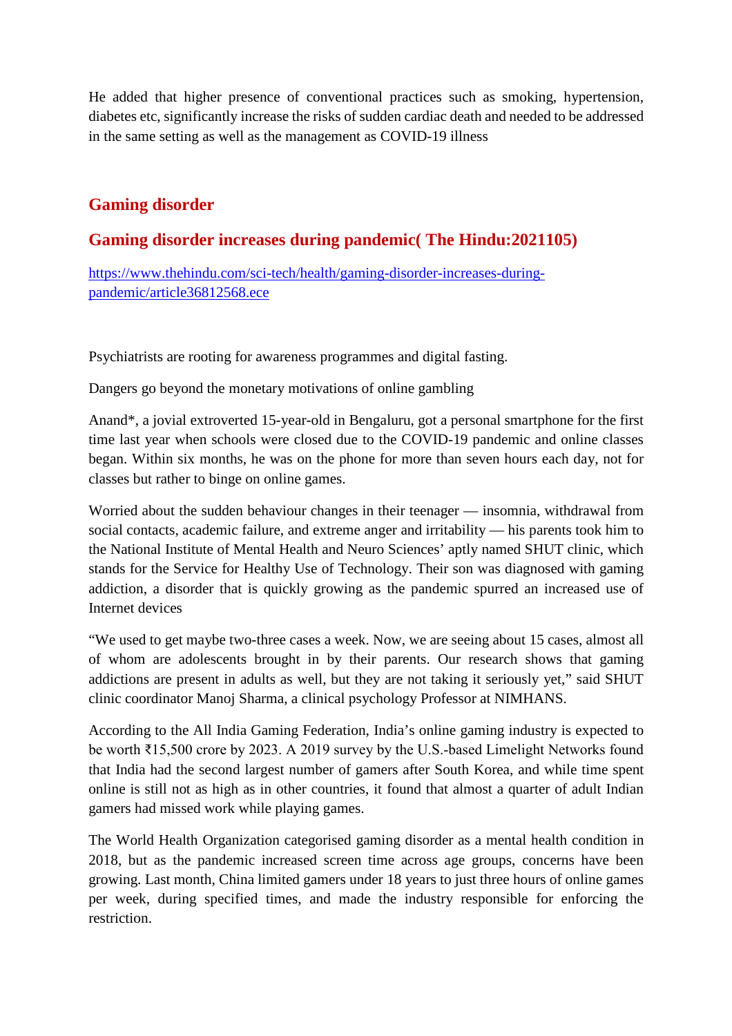He added that higher presence of conventional practices such as smoking, hypertension, diabetes etc, significantly increase the risks of sudden cardiac death and needed to be addressed in the same setting as well as the management as COVID-19 illness

## Gaming disorder

## Gaming disorder increases during pandemic( The Hindu:2021105)

[https://www.thehindu.com/sci-tech/health/gaming-disorder-increases-during-pandemic/article36812568.ece](https://www.thehindu.com/sci-tech/health/gaming-disorder-increases-during-pandemic/article36812568.ece)

Psychiatrists are rooting for awareness programmes and digital fasting.

Dangers go beyond the monetary motivations of online gambling

Anand*, a jovial extroverted 15-year-old in Bengaluru, got a personal smartphone for the first time last year when schools were closed due to the COVID-19 pandemic and online classes began. Within six months, he was on the phone for more than seven hours each day, not for classes but rather to binge on online games.

Worried about the sudden behaviour changes in their teenager — insomnia, withdrawal from social contacts, academic failure, and extreme anger and irritability — his parents took him to the National Institute of Mental Health and Neuro Sciences' aptly named SHUT clinic, which stands for the Service for Healthy Use of Technology. Their son was diagnosed with gaming addiction, a disorder that is quickly growing as the pandemic spurred an increased use of Internet devices

"We used to get maybe two-three cases a week. Now, we are seeing about 15 cases, almost all of whom are adolescents brought in by their parents. Our research shows that gaming addictions are present in adults as well, but they are not taking it seriously yet," said SHUT clinic coordinator Manoj Sharma, a clinical psychology Professor at NIMHANS.

According to the All India Gaming Federation, India's online gaming industry is expected to be worth ₹15,500 crore by 2023. A 2019 survey by the U.S.-based Limelight Networks found that India had the second largest number of gamers after South Korea, and while time spent online is still not as high as in other countries, it found that almost a quarter of adult Indian gamers had missed work while playing games.

The World Health Organization categorised gaming disorder as a mental health condition in 2018, but as the pandemic increased screen time across age groups, concerns have been growing. Last month, China limited gamers under 18 years to just three hours of online games per week, during specified times, and made the industry responsible for enforcing the restriction.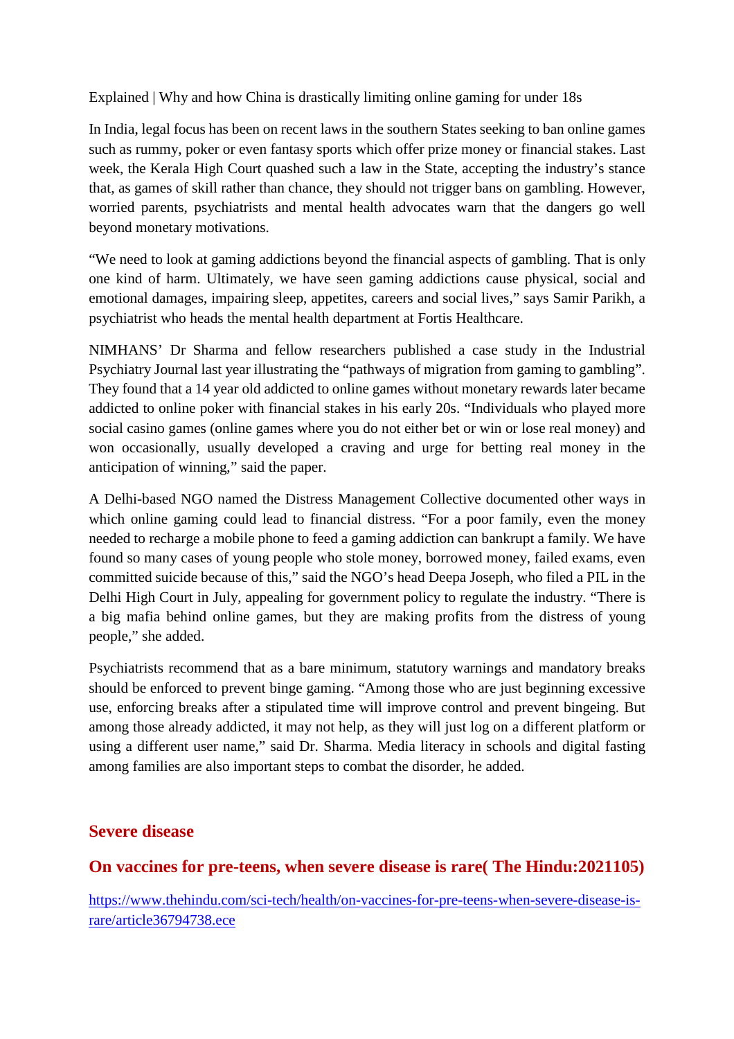Explained | Why and how China is drastically limiting online gaming for under 18s

In India, legal focus has been on recent laws in the southern States seeking to ban online games such as rummy, poker or even fantasy sports which offer prize money or financial stakes. Last week, the Kerala High Court quashed such a law in the State, accepting the industry's stance that, as games of skill rather than chance, they should not trigger bans on gambling. However, worried parents, psychiatrists and mental health advocates warn that the dangers go well beyond monetary motivations.

"We need to look at gaming addictions beyond the financial aspects of gambling. That is only one kind of harm. Ultimately, we have seen gaming addictions cause physical, social and emotional damages, impairing sleep, appetites, careers and social lives," says Samir Parikh, a psychiatrist who heads the mental health department at Fortis Healthcare.

NIMHANS' Dr Sharma and fellow researchers published a case study in the Industrial Psychiatry Journal last year illustrating the "pathways of migration from gaming to gambling". They found that a 14 year old addicted to online games without monetary rewards later became addicted to online poker with financial stakes in his early 20s. "Individuals who played more social casino games (online games where you do not either bet or win or lose real money) and won occasionally, usually developed a craving and urge for betting real money in the anticipation of winning," said the paper.

A Delhi-based NGO named the Distress Management Collective documented other ways in which online gaming could lead to financial distress. "For a poor family, even the money needed to recharge a mobile phone to feed a gaming addiction can bankrupt a family. We have found so many cases of young people who stole money, borrowed money, failed exams, even committed suicide because of this," said the NGO's head Deepa Joseph, who filed a PIL in the Delhi High Court in July, appealing for government policy to regulate the industry. "There is a big mafia behind online games, but they are making profits from the distress of young people," she added.

Psychiatrists recommend that as a bare minimum, statutory warnings and mandatory breaks should be enforced to prevent binge gaming. "Among those who are just beginning excessive use, enforcing breaks after a stipulated time will improve control and prevent bingeing. But among those already addicted, it may not help, as they will just log on a different platform or using a different user name," said Dr. Sharma. Media literacy in schools and digital fasting among families are also important steps to combat the disorder, he added.

## Severe disease

## On vaccines for pre-teens, when severe disease is rare( The Hindu:2021105)

https://www.thehindu.com/sci-tech/health/on-vaccines-for-pre-teens-when-severe-disease-is-rare/article36794738.ece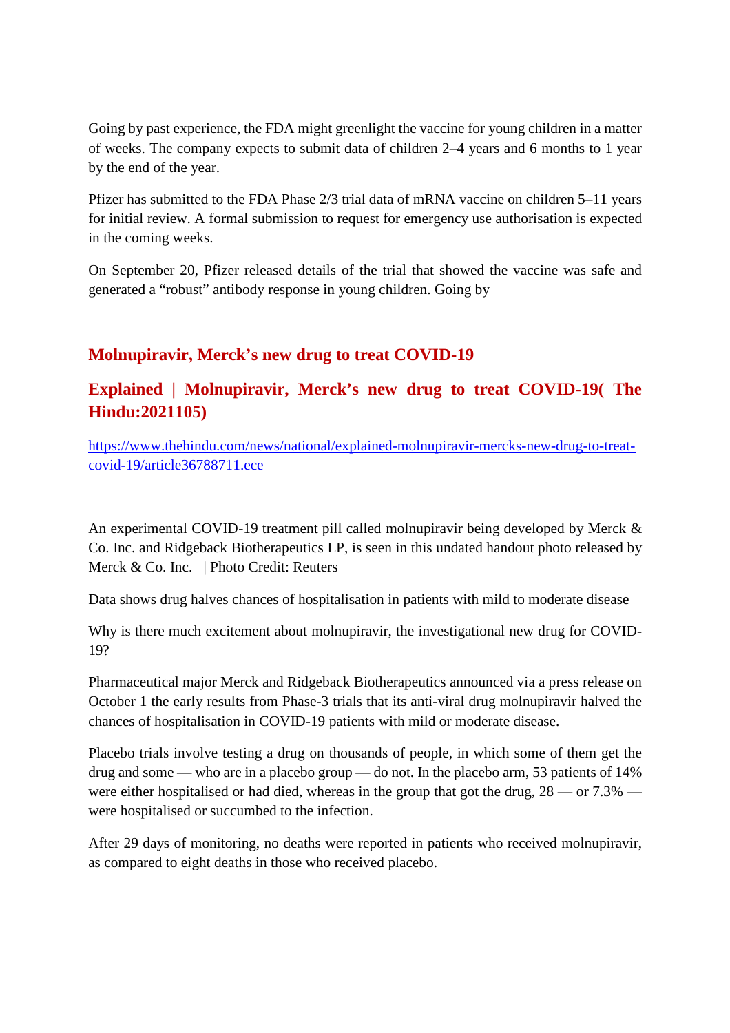Going by past experience, the FDA might greenlight the vaccine for young children in a matter of weeks. The company expects to submit data of children 2–4 years and 6 months to 1 year by the end of the year.

Pfizer has submitted to the FDA Phase 2/3 trial data of mRNA vaccine on children 5–11 years for initial review. A formal submission to request for emergency use authorisation is expected in the coming weeks.

On September 20, Pfizer released details of the trial that showed the vaccine was safe and generated a “robust” antibody response in young children. Going by

## Molnupiravir, Merck’s new drug to treat COVID-19

## Explained | Molnupiravir, Merck’s new drug to treat COVID-19( The Hindu:2021105)

[https://www.thehindu.com/news/national/explained-molnupiravir-mercks-new-drug-to-treat-covid-19/article36788711.ece](https://www.thehindu.com/news/national/explained-molnupiravir-mercks-new-drug-to-treat-covid-19/article36788711.ece)

An experimental COVID-19 treatment pill called molnupiravir being developed by Merck & Co. Inc. and Ridgeback Biotherapeutics LP, is seen in this undated handout photo released by Merck & Co. Inc. | Photo Credit: Reuters

Data shows drug halves chances of hospitalisation in patients with mild to moderate disease

Why is there much excitement about molnupiravir, the investigational new drug for COVID-19?

Pharmaceutical major Merck and Ridgeback Biotherapeutics announced via a press release on October 1 the early results from Phase-3 trials that its anti-viral drug molnupiravir halved the chances of hospitalisation in COVID-19 patients with mild or moderate disease.

Placebo trials involve testing a drug on thousands of people, in which some of them get the drug and some — who are in a placebo group — do not. In the placebo arm, 53 patients of 14% were either hospitalised or had died, whereas in the group that got the drug, 28 — or 7.3% — were hospitalised or succumbed to the infection.

After 29 days of monitoring, no deaths were reported in patients who received molnupiravir, as compared to eight deaths in those who received placebo.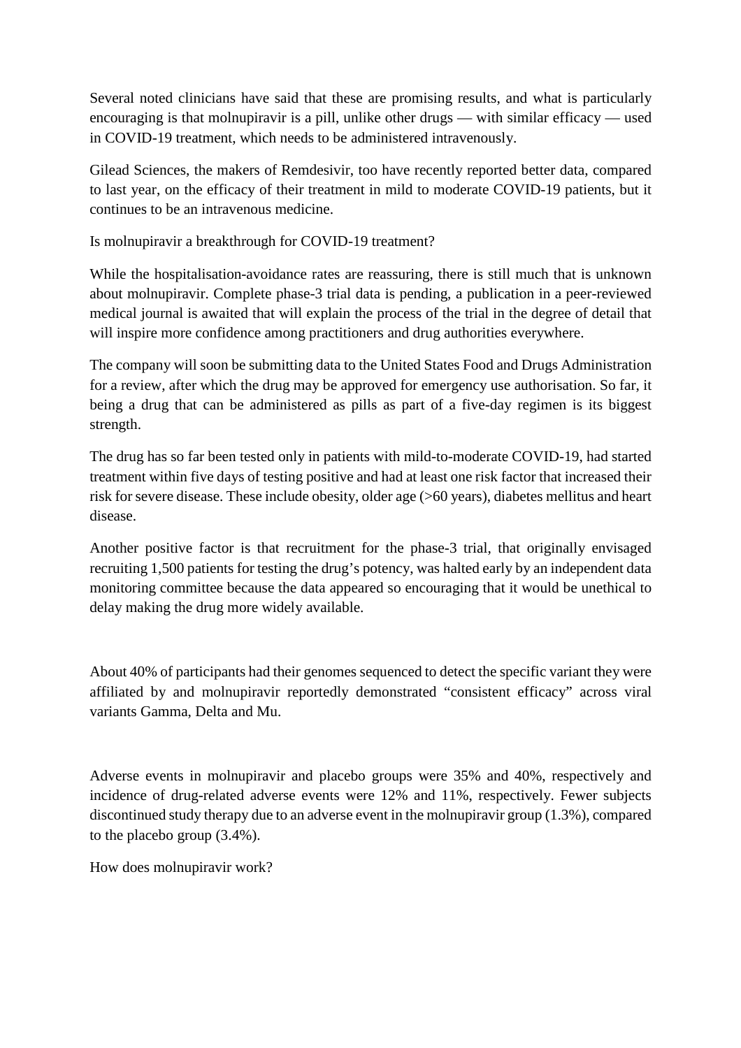Several noted clinicians have said that these are promising results, and what is particularly encouraging is that molnupiravir is a pill, unlike other drugs — with similar efficacy — used in COVID-19 treatment, which needs to be administered intravenously.

Gilead Sciences, the makers of Remdesivir, too have recently reported better data, compared to last year, on the efficacy of their treatment in mild to moderate COVID-19 patients, but it continues to be an intravenous medicine.

Is molnupiravir a breakthrough for COVID-19 treatment?

While the hospitalisation-avoidance rates are reassuring, there is still much that is unknown about molnupiravir. Complete phase-3 trial data is pending, a publication in a peer-reviewed medical journal is awaited that will explain the process of the trial in the degree of detail that will inspire more confidence among practitioners and drug authorities everywhere.

The company will soon be submitting data to the United States Food and Drugs Administration for a review, after which the drug may be approved for emergency use authorisation. So far, it being a drug that can be administered as pills as part of a five-day regimen is its biggest strength.

The drug has so far been tested only in patients with mild-to-moderate COVID-19, had started treatment within five days of testing positive and had at least one risk factor that increased their risk for severe disease. These include obesity, older age (>60 years), diabetes mellitus and heart disease.

Another positive factor is that recruitment for the phase-3 trial, that originally envisaged recruiting 1,500 patients for testing the drug's potency, was halted early by an independent data monitoring committee because the data appeared so encouraging that it would be unethical to delay making the drug more widely available.

About 40% of participants had their genomes sequenced to detect the specific variant they were affiliated by and molnupiravir reportedly demonstrated "consistent efficacy" across viral variants Gamma, Delta and Mu.

Adverse events in molnupiravir and placebo groups were 35% and 40%, respectively and incidence of drug-related adverse events were 12% and 11%, respectively. Fewer subjects discontinued study therapy due to an adverse event in the molnupiravir group (1.3%), compared to the placebo group (3.4%).

How does molnupiravir work?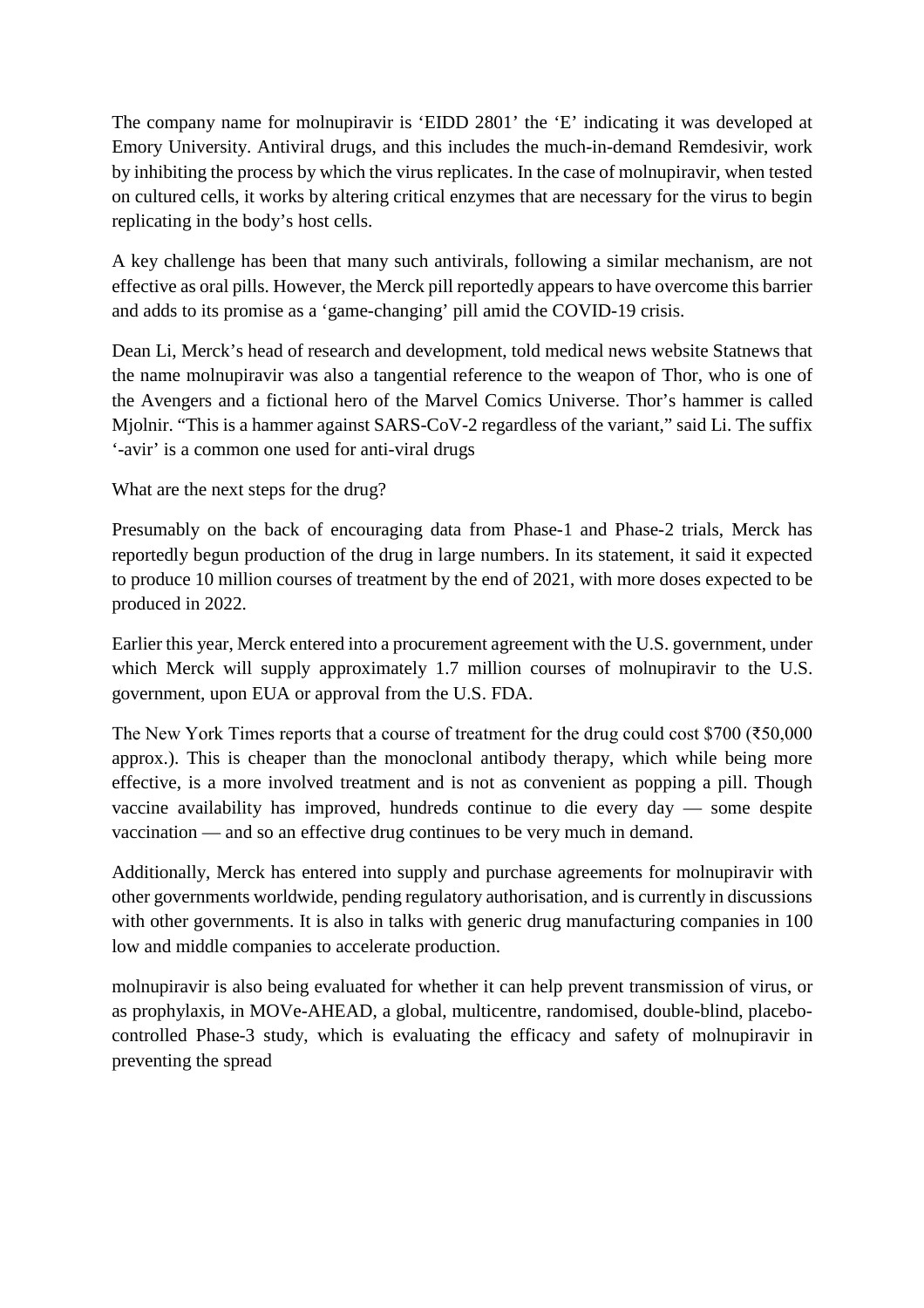The company name for molnupiravir is 'EIDD 2801' the 'E' indicating it was developed at Emory University. Antiviral drugs, and this includes the much-in-demand Remdesivir, work by inhibiting the process by which the virus replicates. In the case of molnupiravir, when tested on cultured cells, it works by altering critical enzymes that are necessary for the virus to begin replicating in the body's host cells.

A key challenge has been that many such antivirals, following a similar mechanism, are not effective as oral pills. However, the Merck pill reportedly appears to have overcome this barrier and adds to its promise as a 'game-changing' pill amid the COVID-19 crisis.

Dean Li, Merck's head of research and development, told medical news website Statnews that the name molnupiravir was also a tangential reference to the weapon of Thor, who is one of the Avengers and a fictional hero of the Marvel Comics Universe. Thor's hammer is called Mjolnir. "This is a hammer against SARS-CoV-2 regardless of the variant," said Li. The suffix '-avir' is a common one used for anti-viral drugs

What are the next steps for the drug?

Presumably on the back of encouraging data from Phase-1 and Phase-2 trials, Merck has reportedly begun production of the drug in large numbers. In its statement, it said it expected to produce 10 million courses of treatment by the end of 2021, with more doses expected to be produced in 2022.

Earlier this year, Merck entered into a procurement agreement with the U.S. government, under which Merck will supply approximately 1.7 million courses of molnupiravir to the U.S. government, upon EUA or approval from the U.S. FDA.

The New York Times reports that a course of treatment for the drug could cost $700 (₹50,000 approx.). This is cheaper than the monoclonal antibody therapy, which while being more effective, is a more involved treatment and is not as convenient as popping a pill. Though vaccine availability has improved, hundreds continue to die every day — some despite vaccination — and so an effective drug continues to be very much in demand.

Additionally, Merck has entered into supply and purchase agreements for molnupiravir with other governments worldwide, pending regulatory authorisation, and is currently in discussions with other governments. It is also in talks with generic drug manufacturing companies in 100 low and middle companies to accelerate production.

molnupiravir is also being evaluated for whether it can help prevent transmission of virus, or as prophylaxis, in MOVe-AHEAD, a global, multicentre, randomised, double-blind, placebo-controlled Phase-3 study, which is evaluating the efficacy and safety of molnupiravir in preventing the spread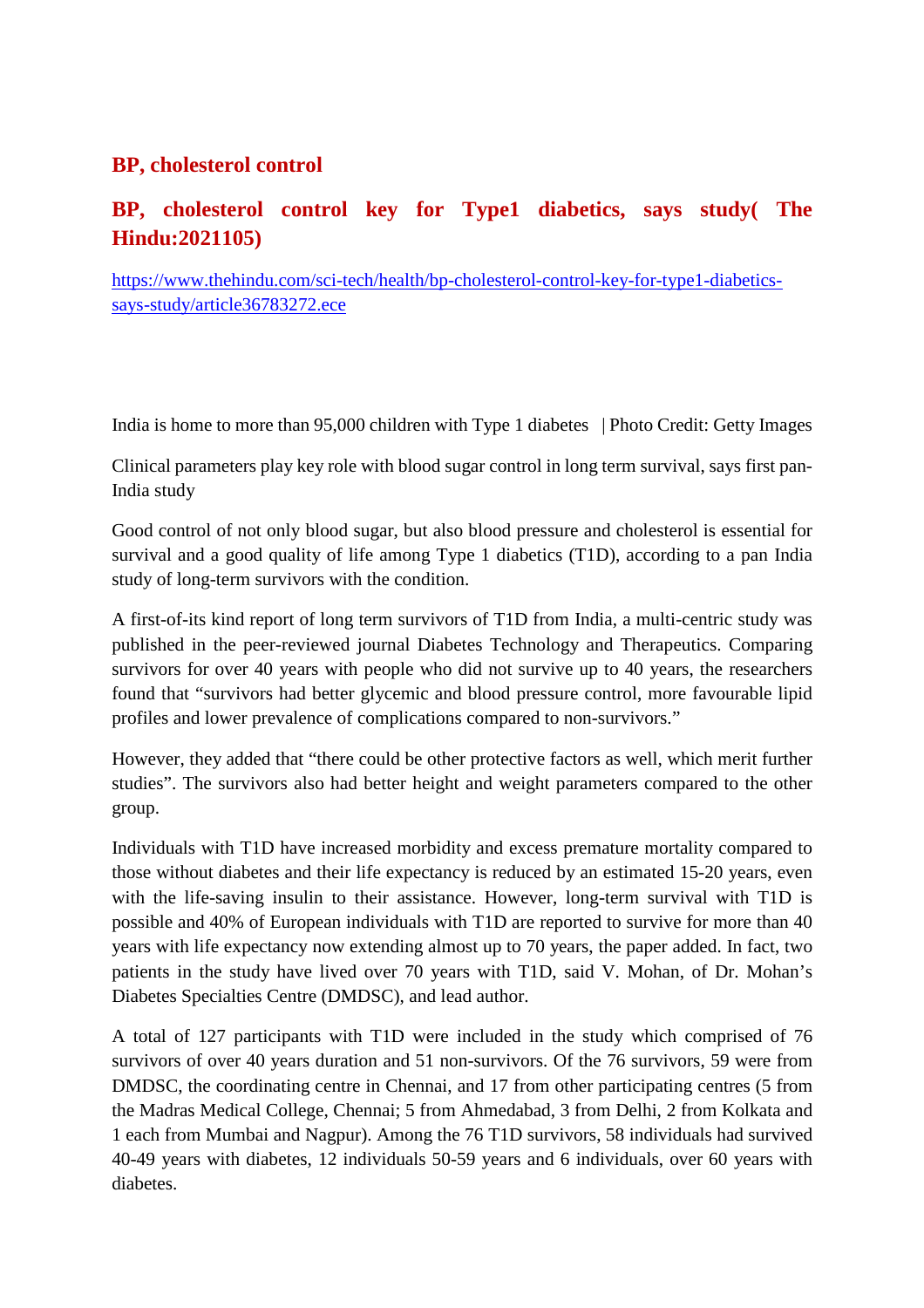## BP, cholesterol control

## BP, cholesterol control key for Type1 diabetics, says study( The Hindu:2021105)

https://www.thehindu.com/sci-tech/health/bp-cholesterol-control-key-for-type1-diabetics-says-study/article36783272.ece

India is home to more than 95,000 children with Type 1 diabetes | Photo Credit: Getty Images

Clinical parameters play key role with blood sugar control in long term survival, says first pan-India study

Good control of not only blood sugar, but also blood pressure and cholesterol is essential for survival and a good quality of life among Type 1 diabetics (T1D), according to a pan India study of long-term survivors with the condition.

A first-of-its kind report of long term survivors of T1D from India, a multi-centric study was published in the peer-reviewed journal Diabetes Technology and Therapeutics. Comparing survivors for over 40 years with people who did not survive up to 40 years, the researchers found that "survivors had better glycemic and blood pressure control, more favourable lipid profiles and lower prevalence of complications compared to non-survivors."

However, they added that "there could be other protective factors as well, which merit further studies". The survivors also had better height and weight parameters compared to the other group.

Individuals with T1D have increased morbidity and excess premature mortality compared to those without diabetes and their life expectancy is reduced by an estimated 15-20 years, even with the life-saving insulin to their assistance. However, long-term survival with T1D is possible and 40% of European individuals with T1D are reported to survive for more than 40 years with life expectancy now extending almost up to 70 years, the paper added. In fact, two patients in the study have lived over 70 years with T1D, said V. Mohan, of Dr. Mohan's Diabetes Specialties Centre (DMDSC), and lead author.

A total of 127 participants with T1D were included in the study which comprised of 76 survivors of over 40 years duration and 51 non-survivors. Of the 76 survivors, 59 were from DMDSC, the coordinating centre in Chennai, and 17 from other participating centres (5 from the Madras Medical College, Chennai; 5 from Ahmedabad, 3 from Delhi, 2 from Kolkata and 1 each from Mumbai and Nagpur). Among the 76 T1D survivors, 58 individuals had survived 40-49 years with diabetes, 12 individuals 50-59 years and 6 individuals, over 60 years with diabetes.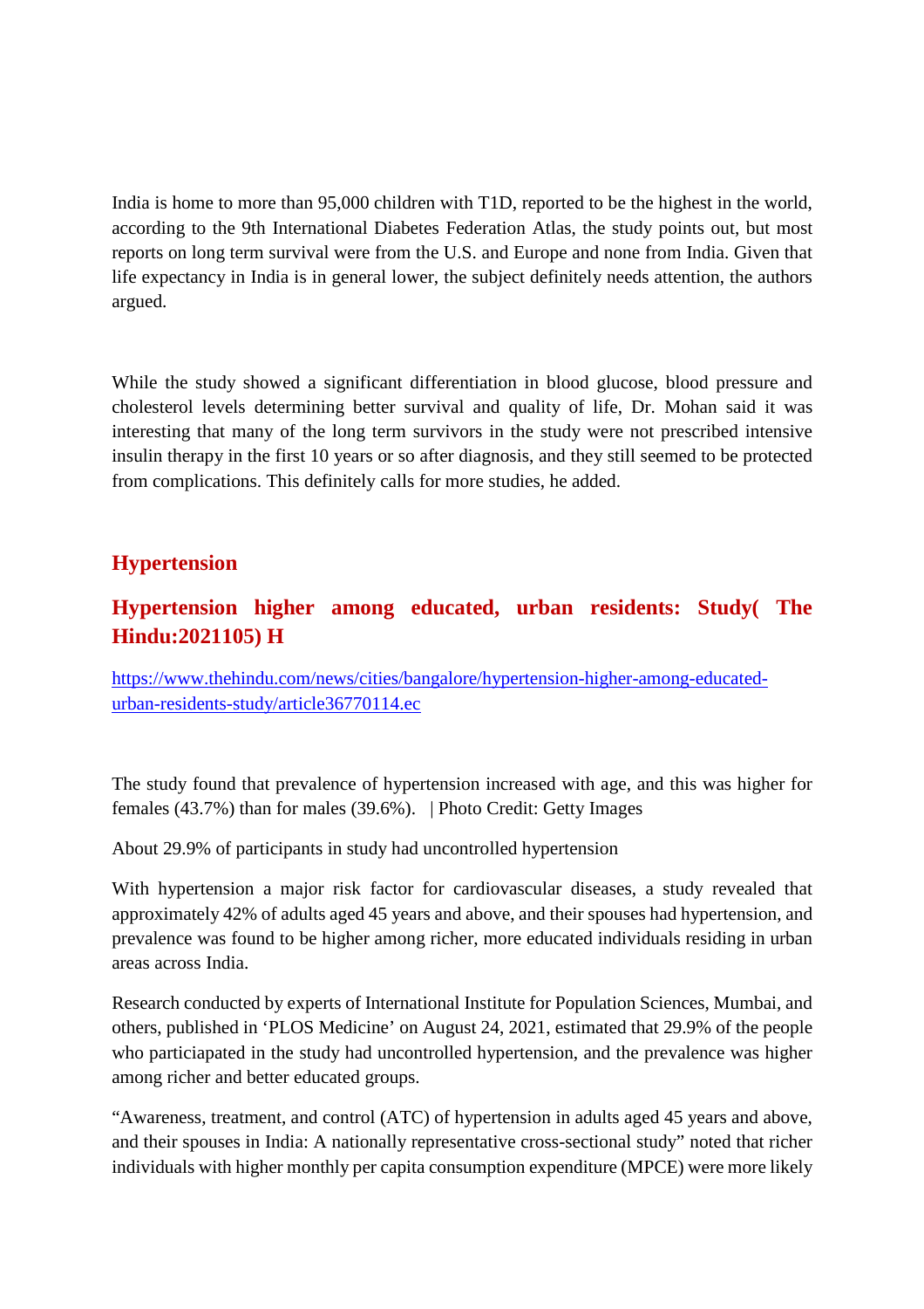India is home to more than 95,000 children with T1D, reported to be the highest in the world, according to the 9th International Diabetes Federation Atlas, the study points out, but most reports on long term survival were from the U.S. and Europe and none from India. Given that life expectancy in India is in general lower, the subject definitely needs attention, the authors argued.

While the study showed a significant differentiation in blood glucose, blood pressure and cholesterol levels determining better survival and quality of life, Dr. Mohan said it was interesting that many of the long term survivors in the study were not prescribed intensive insulin therapy in the first 10 years or so after diagnosis, and they still seemed to be protected from complications. This definitely calls for more studies, he added.

## Hypertension

## Hypertension higher among educated, urban residents: Study( The Hindu:2021105) H

https://www.thehindu.com/news/cities/bangalore/hypertension-higher-among-educated-urban-residents-study/article36770114.ec

The study found that prevalence of hypertension increased with age, and this was higher for females (43.7%) than for males (39.6%). | Photo Credit: Getty Images

About 29.9% of participants in study had uncontrolled hypertension

With hypertension a major risk factor for cardiovascular diseases, a study revealed that approximately 42% of adults aged 45 years and above, and their spouses had hypertension, and prevalence was found to be higher among richer, more educated individuals residing in urban areas across India.

Research conducted by experts of International Institute for Population Sciences, Mumbai, and others, published in 'PLOS Medicine' on August 24, 2021, estimated that 29.9% of the people who particiapated in the study had uncontrolled hypertension, and the prevalence was higher among richer and better educated groups.

"Awareness, treatment, and control (ATC) of hypertension in adults aged 45 years and above, and their spouses in India: A nationally representative cross-sectional study" noted that richer individuals with higher monthly per capita consumption expenditure (MPCE) were more likely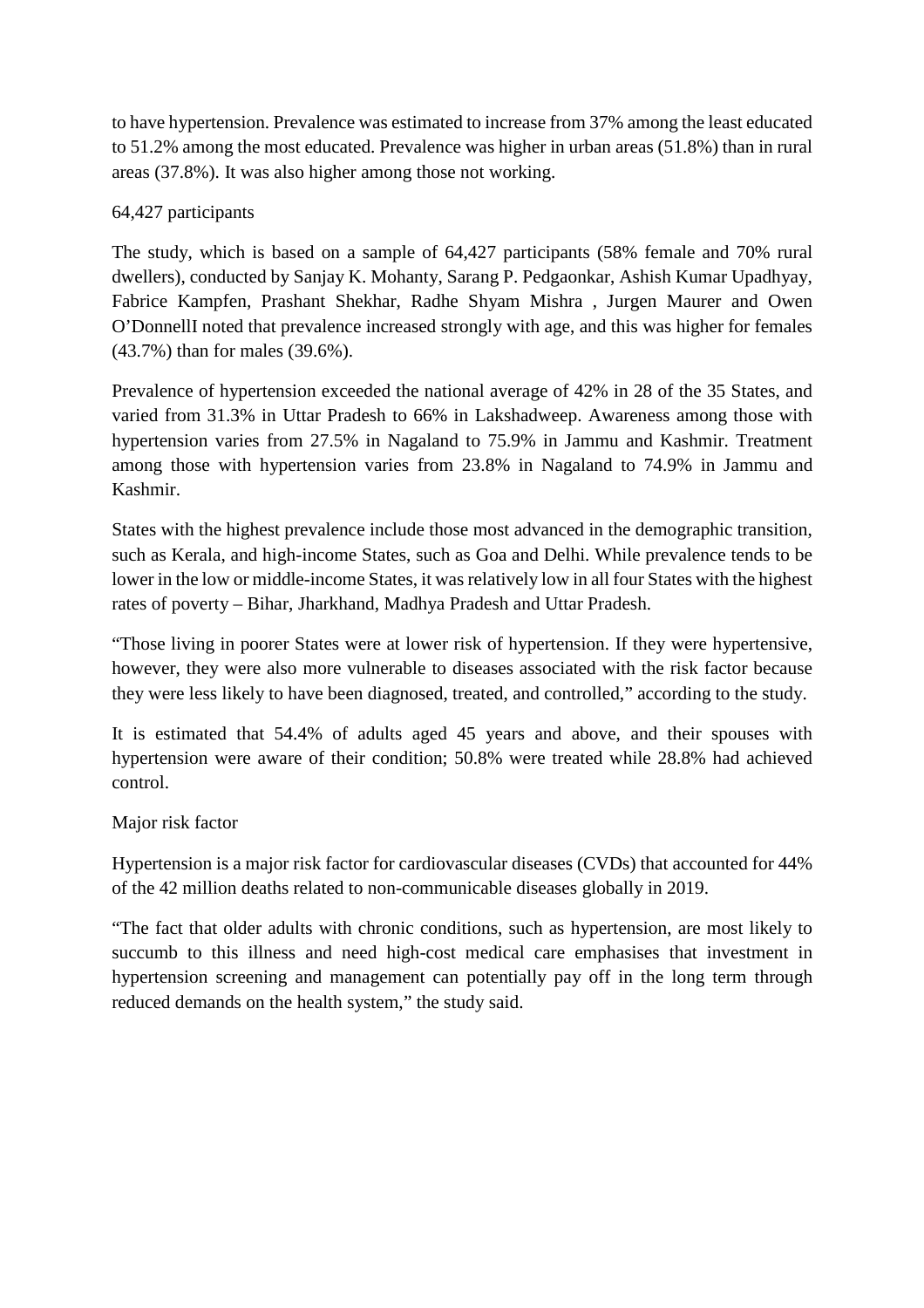to have hypertension. Prevalence was estimated to increase from 37% among the least educated to 51.2% among the most educated. Prevalence was higher in urban areas (51.8%) than in rural areas (37.8%). It was also higher among those not working.

## 64,427 participants

The study, which is based on a sample of 64,427 participants (58% female and 70% rural dwellers), conducted by Sanjay K. Mohanty, Sarang P. Pedgaonkar, Ashish Kumar Upadhyay, Fabrice Kampfen, Prashant Shekhar, Radhe Shyam Mishra , Jurgen Maurer and Owen O'DonnellI noted that prevalence increased strongly with age, and this was higher for females (43.7%) than for males (39.6%).

Prevalence of hypertension exceeded the national average of 42% in 28 of the 35 States, and varied from 31.3% in Uttar Pradesh to 66% in Lakshadweep. Awareness among those with hypertension varies from 27.5% in Nagaland to 75.9% in Jammu and Kashmir. Treatment among those with hypertension varies from 23.8% in Nagaland to 74.9% in Jammu and Kashmir.

States with the highest prevalence include those most advanced in the demographic transition, such as Kerala, and high-income States, such as Goa and Delhi. While prevalence tends to be lower in the low or middle-income States, it was relatively low in all four States with the highest rates of poverty – Bihar, Jharkhand, Madhya Pradesh and Uttar Pradesh.

"Those living in poorer States were at lower risk of hypertension. If they were hypertensive, however, they were also more vulnerable to diseases associated with the risk factor because they were less likely to have been diagnosed, treated, and controlled," according to the study.

It is estimated that 54.4% of adults aged 45 years and above, and their spouses with hypertension were aware of their condition; 50.8% were treated while 28.8% had achieved control.

## Major risk factor

Hypertension is a major risk factor for cardiovascular diseases (CVDs) that accounted for 44% of the 42 million deaths related to non-communicable diseases globally in 2019.

"The fact that older adults with chronic conditions, such as hypertension, are most likely to succumb to this illness and need high-cost medical care emphasises that investment in hypertension screening and management can potentially pay off in the long term through reduced demands on the health system," the study said.